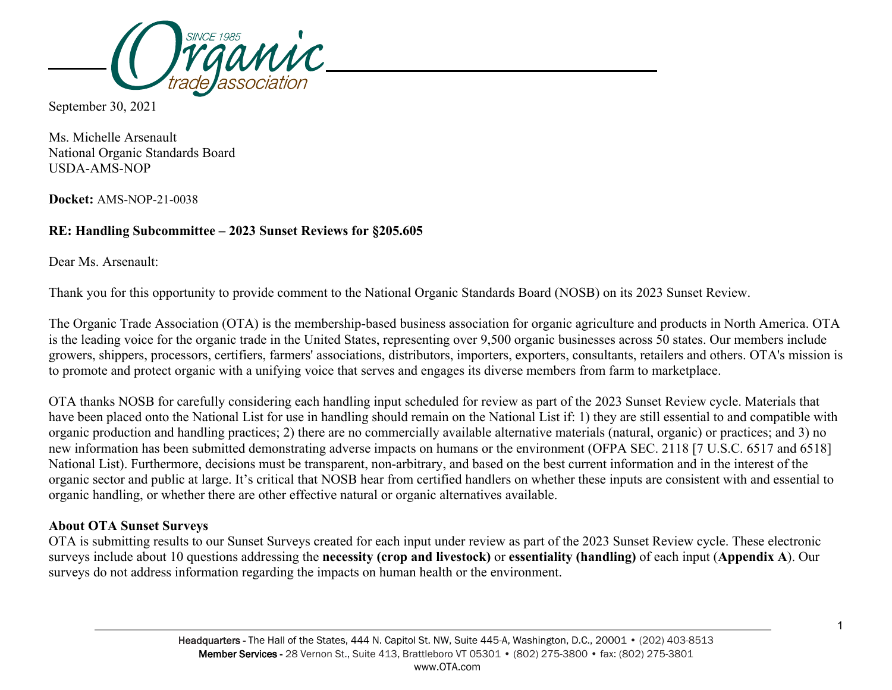September 30, 2021

Ms. Michelle Arsenault
National Organic Standards Board
USDA-AMS-NOP

**Docket:** AMS-NOP-21-0038

**RE: Handling Subcommittee – 2023 Sunset Reviews for §205.605**

Dear Ms. Arsenault:

Thank you for this opportunity to provide comment to the National Organic Standards Board (NOSB) on its 2023 Sunset Review.

The Organic Trade Association (OTA) is the membership-based business association for organic agriculture and products in North America. OTA is the leading voice for the organic trade in the United States, representing over 9,500 organic businesses across 50 states. Our members include growers, shippers, processors, certifiers, farmers' associations, distributors, importers, exporters, consultants, retailers and others. OTA's mission is to promote and protect organic with a unifying voice that serves and engages its diverse members from farm to marketplace.

OTA thanks NOSB for carefully considering each handling input scheduled for review as part of the 2023 Sunset Review cycle. Materials that have been placed onto the National List for use in handling should remain on the National List if: 1) they are still essential to and compatible with organic production and handling practices; 2) there are no commercially available alternative materials (natural, organic) or practices; and 3) no new information has been submitted demonstrating adverse impacts on humans or the environment (OFPA SEC. 2118 [7 U.S.C. 6517 and 6518] National List). Furthermore, decisions must be transparent, non-arbitrary, and based on the best current information and in the interest of the organic sector and public at large. It's critical that NOSB hear from certified handlers on whether these inputs are consistent with and essential to organic handling, or whether there are other effective natural or organic alternatives available.

**About OTA Sunset Surveys**

OTA is submitting results to our Sunset Surveys created for each input under review as part of the 2023 Sunset Review cycle. These electronic surveys include about 10 questions addressing the **necessity (crop and livestock)** or **essentiality (handling)** of each input (**Appendix A**). Our surveys do not address information regarding the impacts on human health or the environment.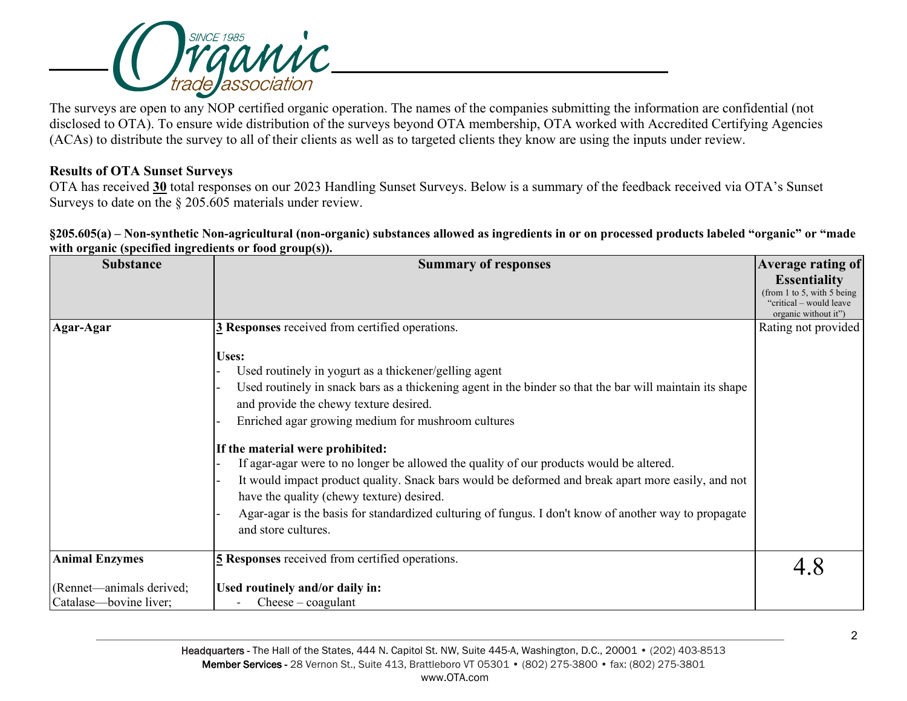The surveys are open to any NOP certified organic operation. The names of the companies submitting the information are confidential (not disclosed to OTA). To ensure wide distribution of the surveys beyond OTA membership, OTA worked with Accredited Certifying Agencies (ACAs) to distribute the survey to all of their clients as well as to targeted clients they know are using the inputs under review.

**Results of OTA Sunset Surveys**

OTA has received **30** total responses on our 2023 Handling Sunset Surveys. Below is a summary of the feedback received via OTA's Sunset Surveys to date on the § 205.605 materials under review.

**§205.605(a) – Non-synthetic Non-agricultural (non-organic) substances allowed as ingredients in or on processed products labeled "organic" or "made with organic (specified ingredients or food group(s)).**

| Substance | Summary of responses | Average rating of Essentiality (from 1 to 5, with 5 being "critical – would leave organic without it") |
|---|---|---|
| **Agar-Agar** | **3 Responses** received from certified operations.<br><br>**Uses:**<br>- Used routinely in yogurt as a thickener/gelling agent<br>- Used routinely in snack bars as a thickening agent in the binder so that the bar will maintain its shape and provide the chewy texture desired.<br>- Enriched agar growing medium for mushroom cultures<br><br>**If the material were prohibited:**<br>- If agar-agar were to no longer be allowed the quality of our products would be altered.<br>- It would impact product quality. Snack bars would be deformed and break apart more easily, and not have the quality (chewy texture) desired.<br>- Agar-agar is the basis for standardized culturing of fungus. I don't know of another way to propagate and store cultures. | Rating not provided |
| **Animal Enzymes**<br><br>(Rennet—animals derived;<br>Catalase—bovine liver; | **5 Responses** received from certified operations.<br><br>**Used routinely and/or daily in:**<br>- Cheese – coagulant | 4.8 |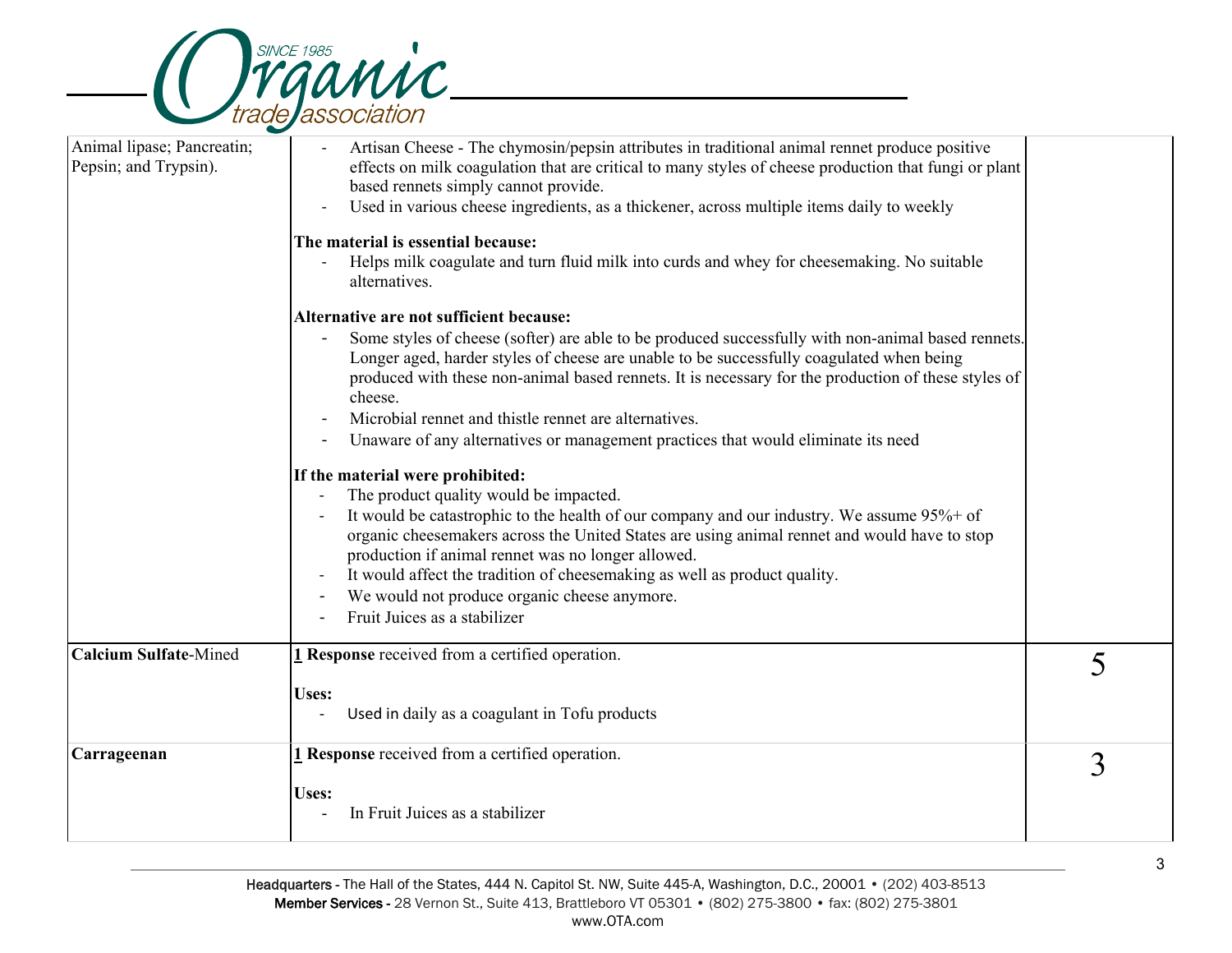| | | |
|---|---|---|
| Animal lipase; Pancreatin; Pepsin; and Trypsin). | - Artisan Cheese - The chymosin/pepsin attributes in traditional animal rennet produce positive effects on milk coagulation that are critical to many styles of cheese production that fungi or plant based rennets simply cannot provide.<br>- Used in various cheese ingredients, as a thickener, across multiple items daily to weekly<br><br>**The material is essential because:**<br>- Helps milk coagulate and turn fluid milk into curds and whey for cheesemaking. No suitable alternatives.<br><br>**Alternative are not sufficient because:**<br>- Some styles of cheese (softer) are able to be produced successfully with non-animal based rennets. Longer aged, harder styles of cheese are unable to be successfully coagulated when being produced with these non-animal based rennets. It is necessary for the production of these styles of cheese.<br>- Microbial rennet and thistle rennet are alternatives.<br>- Unaware of any alternatives or management practices that would eliminate its need<br><br>**If the material were prohibited:**<br>- The product quality would be impacted.<br>- It would be catastrophic to the health of our company and our industry. We assume 95%+ of organic cheesemakers across the United States are using animal rennet and would have to stop production if animal rennet was no longer allowed.<br>- It would affect the tradition of cheesemaking as well as product quality.<br>- We would not produce organic cheese anymore.<br>- Fruit Juices as a stabilizer | |
| **Calcium Sulfate**-Mined | **1 Response** received from a certified operation.<br><br>**Uses:**<br>- Used in daily as a coagulant in Tofu products | 5 |
| **Carrageenan** | **1 Response** received from a certified operation.<br><br>**Uses:**<br>- In Fruit Juices as a stabilizer | 3 |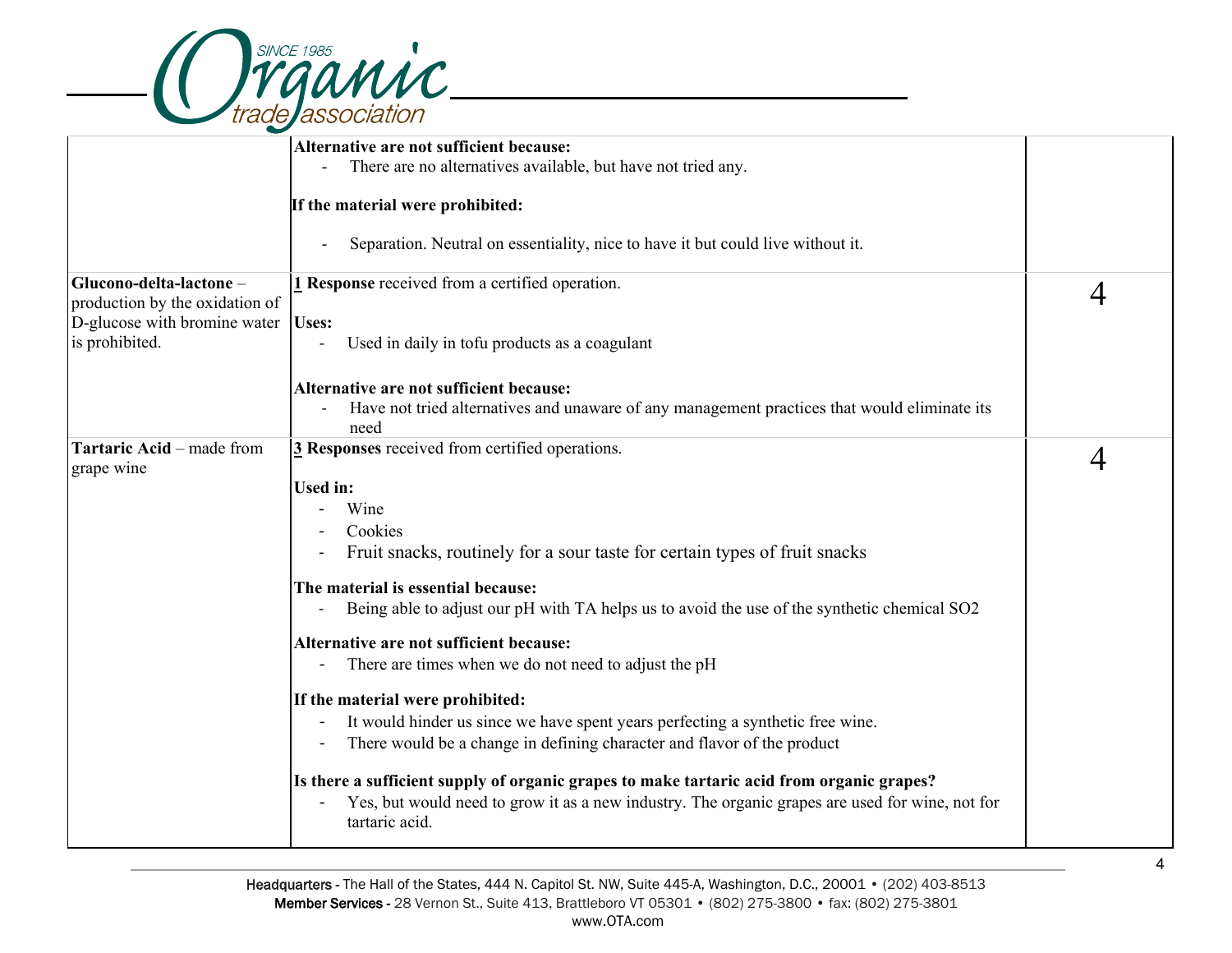| | | |
|---|---|---|
| | **Alternative are not sufficient because:**<br>- There are no alternatives available, but have not tried any.<br><br>**If the material were prohibited:**<br>- Separation. Neutral on essentiality, nice to have it but could live without it. | |
| **Glucono-delta-lactone** – production by the oxidation of D-glucose with bromine water is prohibited. | **1 Response** received from a certified operation.<br><br>**Uses:**<br>- Used in daily in tofu products as a coagulant<br><br>**Alternative are not sufficient because:**<br>- Have not tried alternatives and unaware of any management practices that would eliminate its need | 4 |
| **Tartaric Acid** – made from grape wine | **3 Responses** received from certified operations.<br><br>**Used in:**<br>- Wine<br>- Cookies<br>- Fruit snacks, routinely for a sour taste for certain types of fruit snacks<br><br>**The material is essential because:**<br>- Being able to adjust our pH with TA helps us to avoid the use of the synthetic chemical $SO_2$<br><br>**Alternative are not sufficient because:**<br>- There are times when we do not need to adjust the pH<br><br>**If the material were prohibited:**<br>- It would hinder us since we have spent years perfecting a synthetic free wine.<br>- There would be a change in defining character and flavor of the product<br><br>**Is there a sufficient supply of organic grapes to make tartaric acid from organic grapes?**<br>- Yes, but would need to grow it as a new industry. The organic grapes are used for wine, not for tartaric acid. | 4 |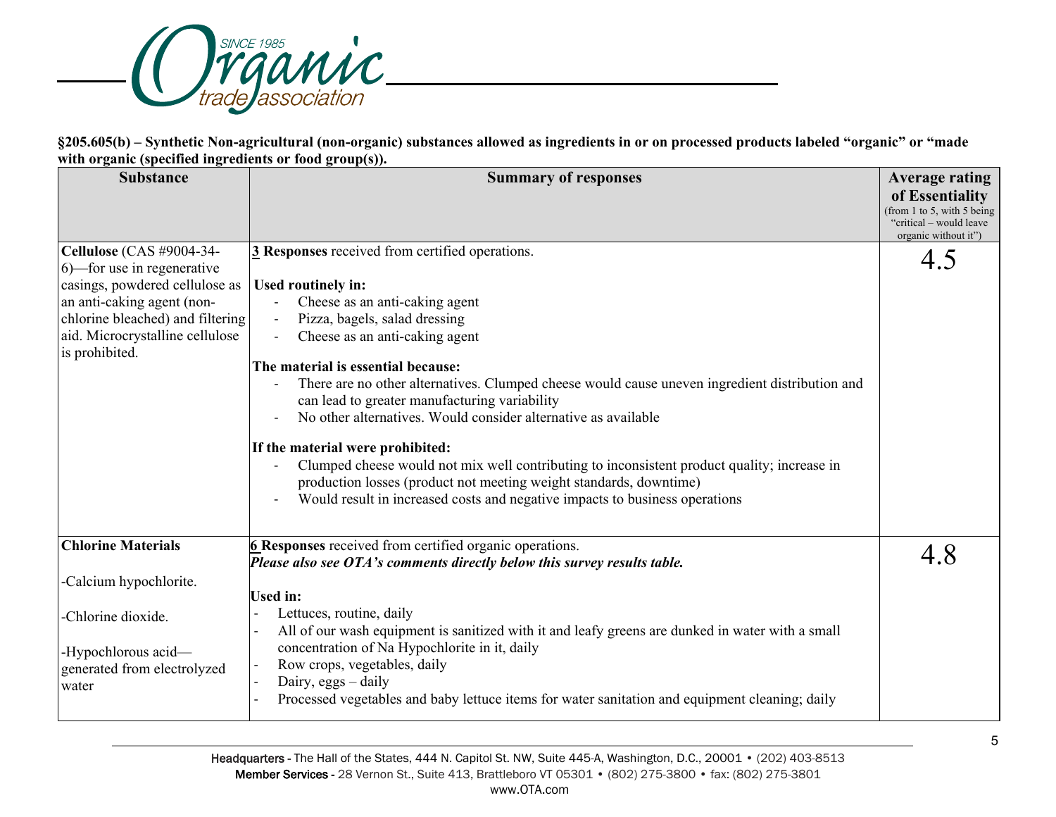**§205.605(b) – Synthetic Non-agricultural (non-organic) substances allowed as ingredients in or on processed products labeled "organic" or "made with organic (specified ingredients or food group(s)).**

| Substance | Summary of responses | Average rating of Essentiality (from 1 to 5, with 5 being "critical – would leave organic without it") |
|---|---|---|
| **Cellulose** (CAS #9004-34-6)—for use in regenerative casings, powdered cellulose as an anti-caking agent (non-chlorine bleached) and filtering aid. Microcrystalline cellulose is prohibited. | **3 Responses** received from certified operations.<br><br>**Used routinely in:**<br>- Cheese as an anti-caking agent<br>- Pizza, bagels, salad dressing<br>- Cheese as an anti-caking agent<br><br>**The material is essential because:**<br>- There are no other alternatives. Clumped cheese would cause uneven ingredient distribution and can lead to greater manufacturing variability<br>- No other alternatives. Would consider alternative as available<br><br>**If the material were prohibited:**<br>- Clumped cheese would not mix well contributing to inconsistent product quality; increase in production losses (product not meeting weight standards, downtime)<br>- Would result in increased costs and negative impacts to business operations | 4.5 |
| **Chlorine Materials**<br><br>-Calcium hypochlorite.<br><br>-Chlorine dioxide.<br><br>-Hypochlorous acid—generated from electrolyzed water | **6 Responses** received from certified organic operations.<br>***Please also see OTA's comments directly below this survey results table.***<br><br>**Used in:**<br>- Lettuces, routine, daily<br>- All of our wash equipment is sanitized with it and leafy greens are dunked in water with a small concentration of Na Hypochlorite in it, daily<br>- Row crops, vegetables, daily<br>- Dairy, eggs – daily<br>- Processed vegetables and baby lettuce items for water sanitation and equipment cleaning; daily | 4.8 |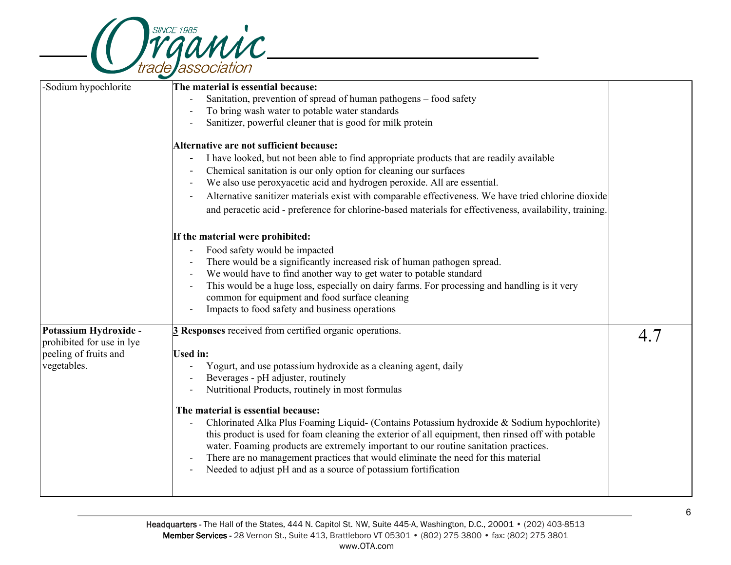| -Sodium hypochlorite | **The material is essential because:**<br>- Sanitation, prevention of spread of human pathogens – food safety<br>- To bring wash water to potable water standards<br>- Sanitizer, powerful cleaner that is good for milk protein<br><br>**Alternative are not sufficient because:**<br>- I have looked, but not been able to find appropriate products that are readily available<br>- Chemical sanitation is our only option for cleaning our surfaces<br>- We also use peroxyacetic acid and hydrogen peroxide. All are essential.<br>- Alternative sanitizer materials exist with comparable effectiveness. We have tried chlorine dioxide and peracetic acid - preference for chlorine-based materials for effectiveness, availability, training.<br><br>**If the material were prohibited:**<br>- Food safety would be impacted<br>- There would be a significantly increased risk of human pathogen spread.<br>- We would have to find another way to get water to potable standard<br>- This would be a huge loss, especially on dairy farms. For processing and handling is it very common for equipment and food surface cleaning<br>- Impacts to food safety and business operations | |
|---|---|---|
| **Potassium Hydroxide** - prohibited for use in lye peeling of fruits and vegetables. | **3 Responses** received from certified organic operations.<br><br>**Used in:**<br>- Yogurt, and use potassium hydroxide as a cleaning agent, daily<br>- Beverages - pH adjuster, routinely<br>- Nutritional Products, routinely in most formulas<br><br>**The material is essential because:**<br>- Chlorinated Alka Plus Foaming Liquid- (Contains Potassium hydroxide & Sodium hypochlorite) this product is used for foam cleaning the exterior of all equipment, then rinsed off with potable water. Foaming products are extremely important to our routine sanitation practices.<br>- There are no management practices that would eliminate the need for this material<br>- Needed to adjust pH and as a source of potassium fortification | 4.7 |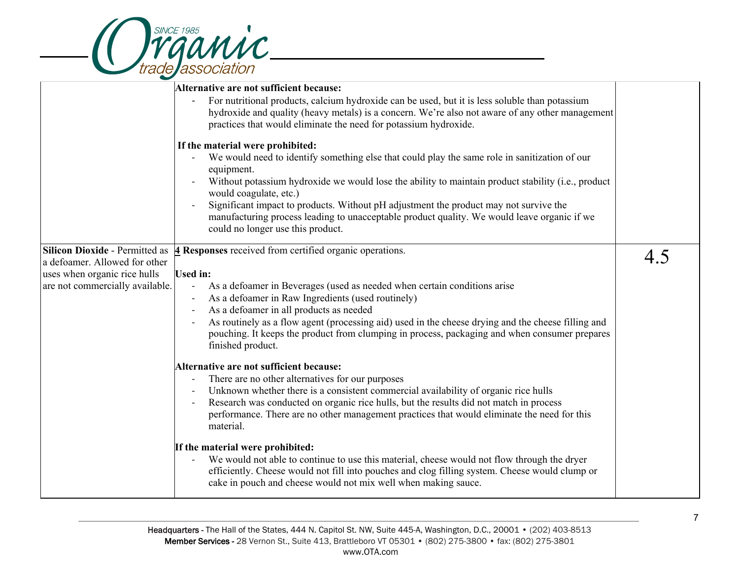| | | |
|---|---|---|
| | **Alternative are not sufficient because:**<br>- For nutritional products, calcium hydroxide can be used, but it is less soluble than potassium hydroxide and quality (heavy metals) is a concern. We're also not aware of any other management practices that would eliminate the need for potassium hydroxide.<br><br>**If the material were prohibited:**<br>- We would need to identify something else that could play the same role in sanitization of our equipment.<br>- Without potassium hydroxide we would lose the ability to maintain product stability (i.e., product would coagulate, etc.)<br>- Significant impact to products. Without pH adjustment the product may not survive the manufacturing process leading to unacceptable product quality. We would leave organic if we could no longer use this product. | |
| **Silicon Dioxide** - Permitted as a defoamer. Allowed for other uses when organic rice hulls are not commercially available. | **4 Responses** received from certified organic operations.<br><br>**Used in:**<br>- As a defoamer in Beverages (used as needed when certain conditions arise<br>- As a defoamer in Raw Ingredients (used routinely)<br>- As a defoamer in all products as needed<br>- As routinely as a flow agent (processing aid) used in the cheese drying and the cheese filling and pouching. It keeps the product from clumping in process, packaging and when consumer prepares finished product.<br><br>**Alternative are not sufficient because:**<br>- There are no other alternatives for our purposes<br>- Unknown whether there is a consistent commercial availability of organic rice hulls<br>- Research was conducted on organic rice hulls, but the results did not match in process performance. There are no other management practices that would eliminate the need for this material.<br><br>**If the material were prohibited:**<br>- We would not able to continue to use this material, cheese would not flow through the dryer efficiently. Cheese would not fill into pouches and clog filling system. Cheese would clump or cake in pouch and cheese would not mix well when making sauce. | 4.5 |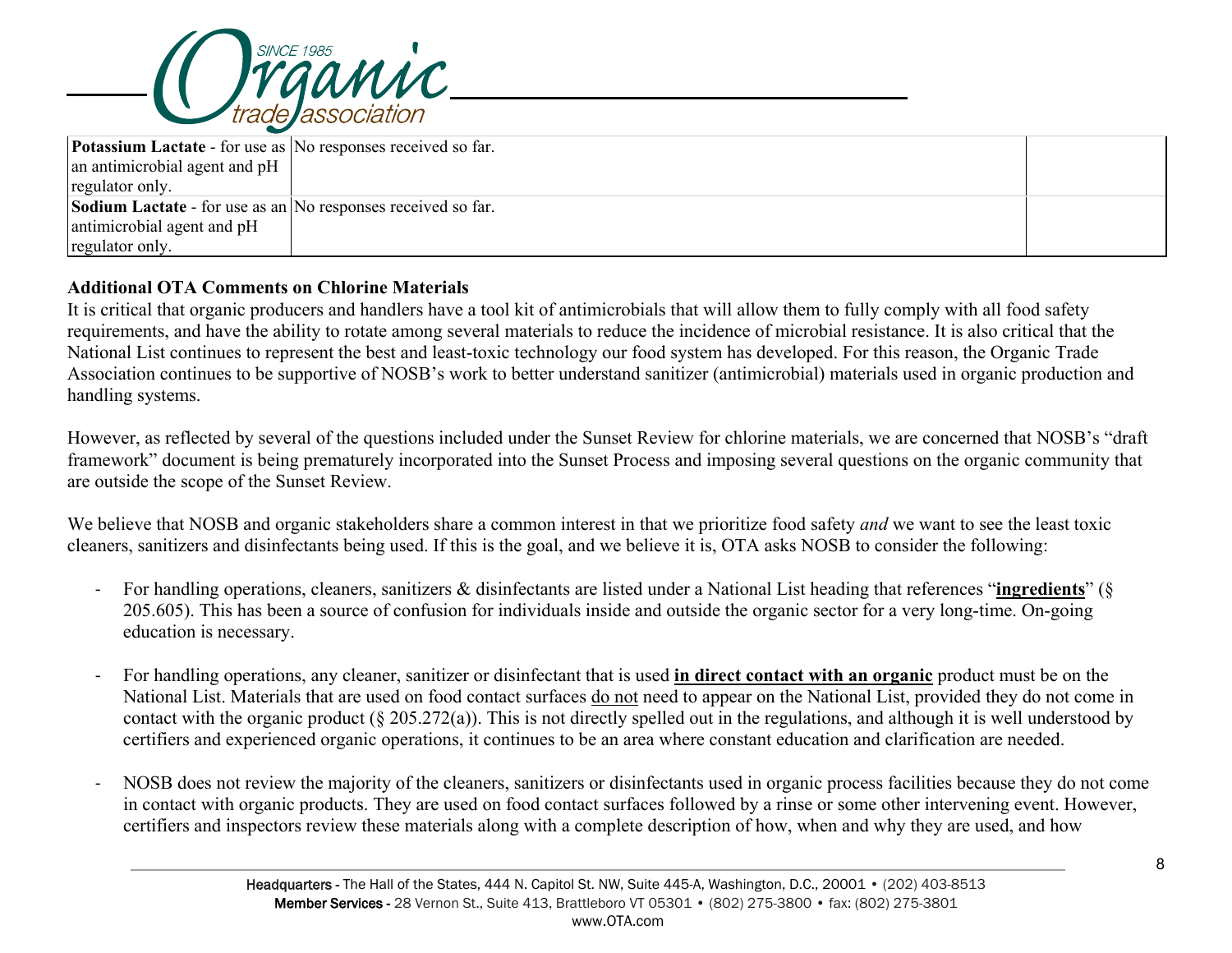| | | |
|---|---|---|
| **Potassium Lactate** - for use as an antimicrobial agent and pH regulator only. | No responses received so far. | |
| **Sodium Lactate** - for use as an antimicrobial agent and pH regulator only. | No responses received so far. | |

**Additional OTA Comments on Chlorine Materials**

It is critical that organic producers and handlers have a tool kit of antimicrobials that will allow them to fully comply with all food safety requirements, and have the ability to rotate among several materials to reduce the incidence of microbial resistance. It is also critical that the National List continues to represent the best and least-toxic technology our food system has developed. For this reason, the Organic Trade Association continues to be supportive of NOSB's work to better understand sanitizer (antimicrobial) materials used in organic production and handling systems.

However, as reflected by several of the questions included under the Sunset Review for chlorine materials, we are concerned that NOSB's "draft framework" document is being prematurely incorporated into the Sunset Process and imposing several questions on the organic community that are outside the scope of the Sunset Review.

We believe that NOSB and organic stakeholders share a common interest in that we prioritize food safety *and* we want to see the least toxic cleaners, sanitizers and disinfectants being used. If this is the goal, and we believe it is, OTA asks NOSB to consider the following:

- For handling operations, cleaners, sanitizers & disinfectants are listed under a National List heading that references "**<u>ingredients</u>**" (§ 205.605). This has been a source of confusion for individuals inside and outside the organic sector for a very long-time. On-going education is necessary.

- For handling operations, any cleaner, sanitizer or disinfectant that is used **<u>in direct contact with an organic</u>** product must be on the National List. Materials that are used on food contact surfaces <u>do not</u> need to appear on the National List, provided they do not come in contact with the organic product (§ 205.272(a)). This is not directly spelled out in the regulations, and although it is well understood by certifiers and experienced organic operations, it continues to be an area where constant education and clarification are needed.

- NOSB does not review the majority of the cleaners, sanitizers or disinfectants used in organic process facilities because they do not come in contact with organic products. They are used on food contact surfaces followed by a rinse or some other intervening event. However, certifiers and inspectors review these materials along with a complete description of how, when and why they are used, and how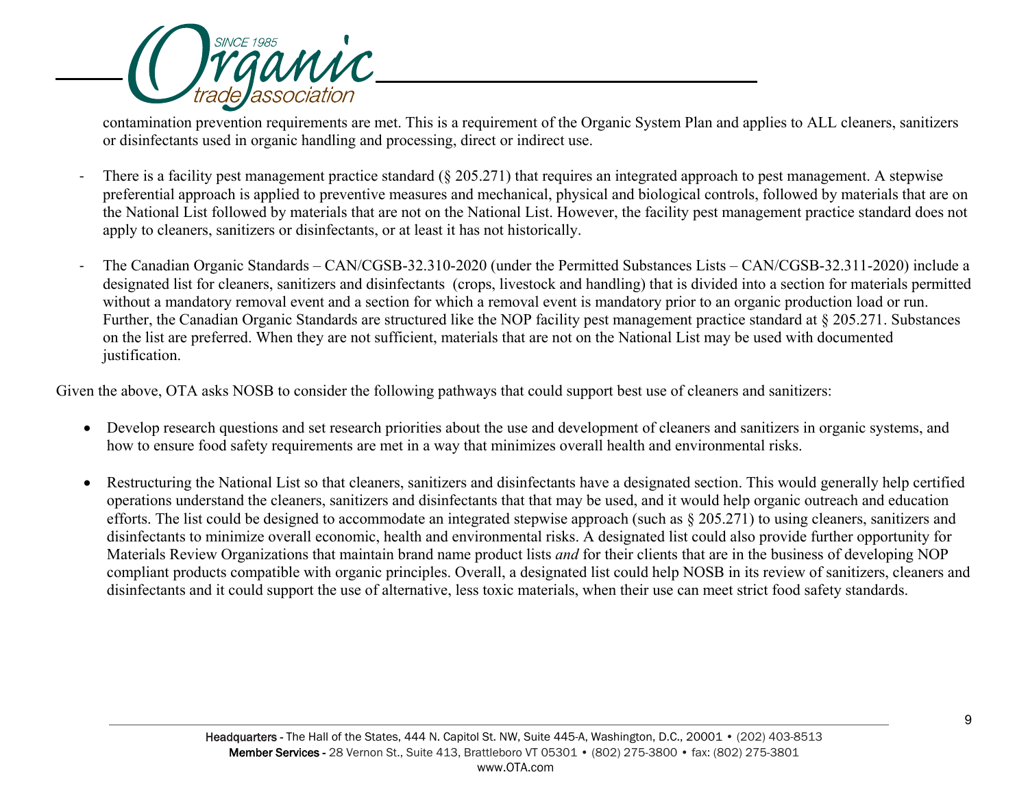contamination prevention requirements are met. This is a requirement of the Organic System Plan and applies to ALL cleaners, sanitizers or disinfectants used in organic handling and processing, direct or indirect use.

- There is a facility pest management practice standard (§ 205.271) that requires an integrated approach to pest management. A stepwise preferential approach is applied to preventive measures and mechanical, physical and biological controls, followed by materials that are on the National List followed by materials that are not on the National List. However, the facility pest management practice standard does not apply to cleaners, sanitizers or disinfectants, or at least it has not historically.

- The Canadian Organic Standards – CAN/CGSB-32.310-2020 (under the Permitted Substances Lists – CAN/CGSB-32.311-2020) include a designated list for cleaners, sanitizers and disinfectants (crops, livestock and handling) that is divided into a section for materials permitted without a mandatory removal event and a section for which a removal event is mandatory prior to an organic production load or run. Further, the Canadian Organic Standards are structured like the NOP facility pest management practice standard at § 205.271. Substances on the list are preferred. When they are not sufficient, materials that are not on the National List may be used with documented justification.

Given the above, OTA asks NOSB to consider the following pathways that could support best use of cleaners and sanitizers:

- Develop research questions and set research priorities about the use and development of cleaners and sanitizers in organic systems, and how to ensure food safety requirements are met in a way that minimizes overall health and environmental risks.

- Restructuring the National List so that cleaners, sanitizers and disinfectants have a designated section. This would generally help certified operations understand the cleaners, sanitizers and disinfectants that that may be used, and it would help organic outreach and education efforts. The list could be designed to accommodate an integrated stepwise approach (such as § 205.271) to using cleaners, sanitizers and disinfectants to minimize overall economic, health and environmental risks. A designated list could also provide further opportunity for Materials Review Organizations that maintain brand name product lists *and* for their clients that are in the business of developing NOP compliant products compatible with organic principles. Overall, a designated list could help NOSB in its review of sanitizers, cleaners and disinfectants and it could support the use of alternative, less toxic materials, when their use can meet strict food safety standards.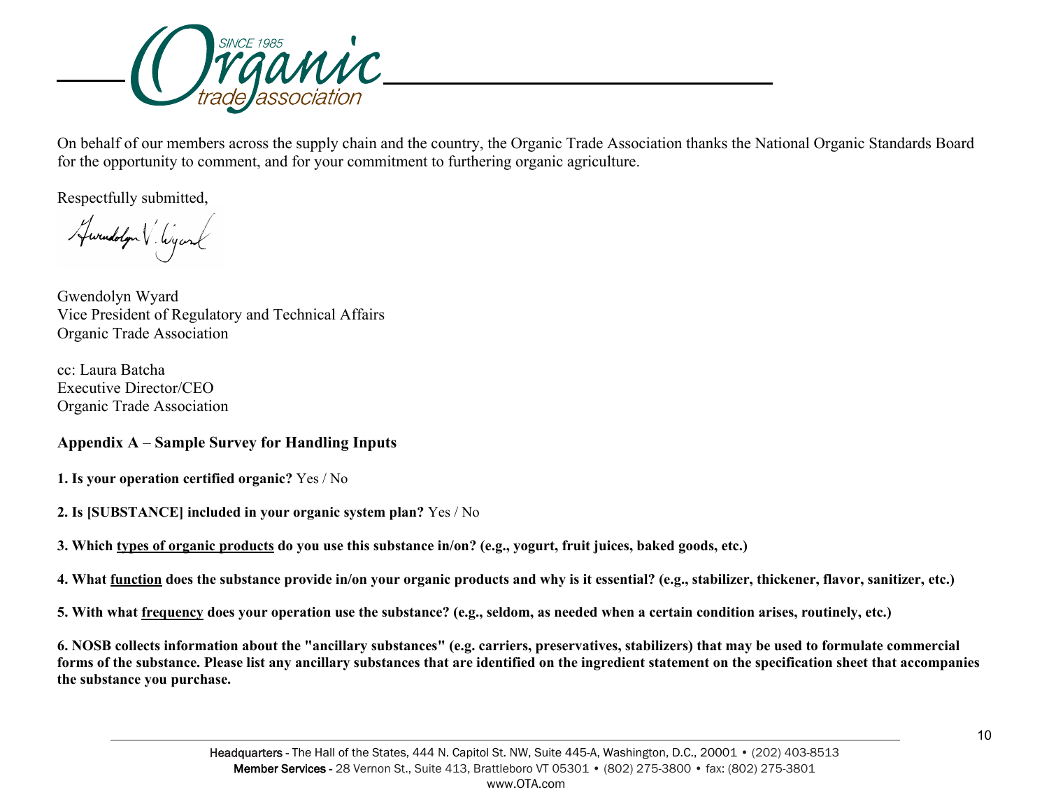On behalf of our members across the supply chain and the country, the Organic Trade Association thanks the National Organic Standards Board for the opportunity to comment, and for your commitment to furthering organic agriculture.

Respectfully submitted,

Gwendolyn Wyard
Vice President of Regulatory and Technical Affairs
Organic Trade Association

cc: Laura Batcha
Executive Director/CEO
Organic Trade Association

## Appendix A – Sample Survey for Handling Inputs

**1. Is your operation certified organic?** Yes / No

**2. Is [SUBSTANCE] included in your organic system plan?** Yes / No

**3. Which <u>types of organic products</u> do you use this substance in/on? (e.g., yogurt, fruit juices, baked goods, etc.)**

**4. What <u>function</u> does the substance provide in/on your organic products and why is it essential? (e.g., stabilizer, thickener, flavor, sanitizer, etc.)**

**5. With what <u>frequency</u> does your operation use the substance? (e.g., seldom, as needed when a certain condition arises, routinely, etc.)**

**6. NOSB collects information about the "ancillary substances" (e.g. carriers, preservatives, stabilizers) that may be used to formulate commercial forms of the substance. Please list any ancillary substances that are identified on the ingredient statement on the specification sheet that accompanies the substance you purchase.**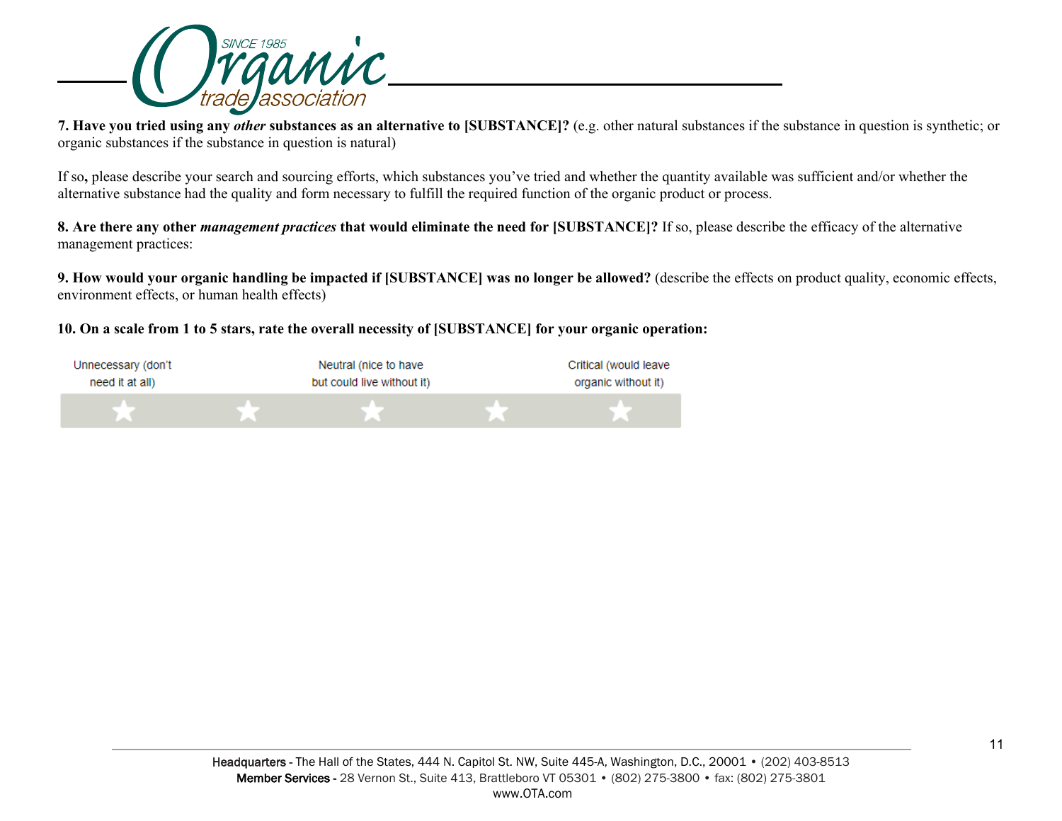**7. Have you tried using any *other* substances as an alternative to [SUBSTANCE]?** (e.g. other natural substances if the substance in question is synthetic; or organic substances if the substance in question is natural)

If so, please describe your search and sourcing efforts, which substances you've tried and whether the quantity available was sufficient and/or whether the alternative substance had the quality and form necessary to fulfill the required function of the organic product or process.

**8. Are there any other *management practices* that would eliminate the need for [SUBSTANCE]?** If so, please describe the efficacy of the alternative management practices:

**9. How would your organic handling be impacted if [SUBSTANCE] was no longer be allowed?** (describe the effects on product quality, economic effects, environment effects, or human health effects)

**10. On a scale from 1 to 5 stars, rate the overall necessity of [SUBSTANCE] for your organic operation:**

Unnecessary (don't need it at all)

Neutral (nice to have but could live without it)

Critical (would leave organic without it)

★ ★ ★ ★ ★